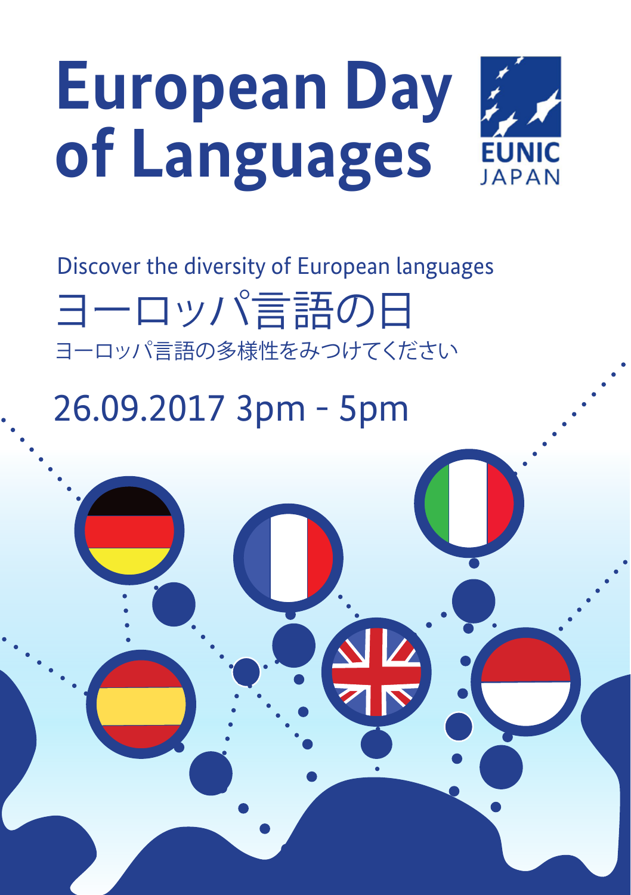# European Day of Languages

EUNIC JAPAN

Discover the diversity of European languages

## ヨーロッパ言語の日

ヨーロッパ言語の多様性をみつけてください

26.09.2017 3pm - 5pm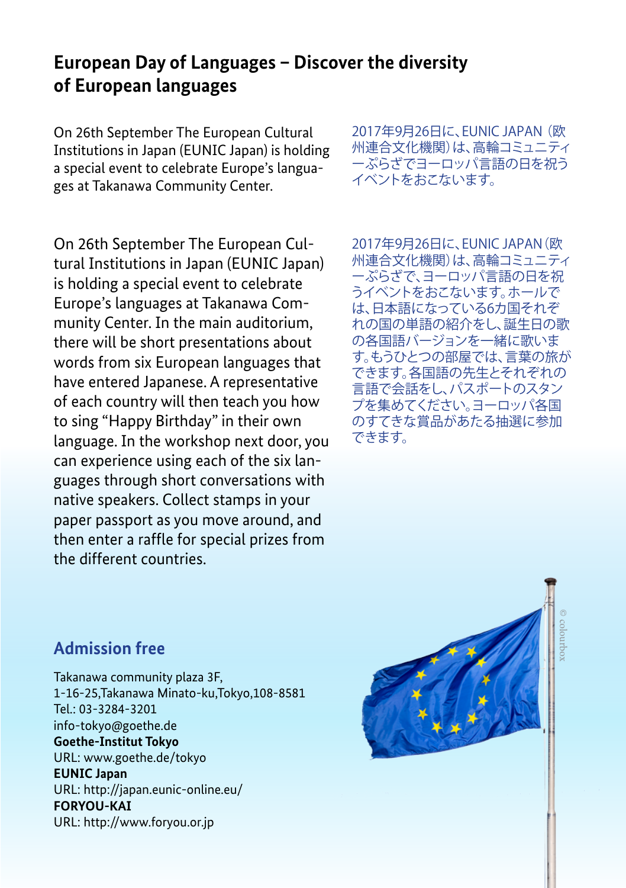# European Day of Languages – Discover the diversity of European languages

On 26th September The European Cultural Institutions in Japan (EUNIC Japan) is holding a special event to celebrate Europe's languages at Takanawa Community Center.

2017年9月26日に、EUNIC JAPAN（欧州連合文化機関）は、高輪コミュニティーぷらざでヨーロッパ言語の日を祝うイベントをおこないます。

On 26th September The European Cultural Institutions in Japan (EUNIC Japan) is holding a special event to celebrate Europe's languages at Takanawa Community Center. In the main auditorium, there will be short presentations about words from six European languages that have entered Japanese. A representative of each country will then teach you how to sing "Happy Birthday" in their own language. In the workshop next door, you can experience using each of the six languages through short conversations with native speakers. Collect stamps in your paper passport as you move around, and then enter a raffle for special prizes from the different countries.

2017年9月26日に、EUNIC JAPAN（欧州連合文化機関）は、高輪コミュニティーぷらざで、ヨーロッパ言語の日を祝うイベントをおこないます。ホールでは、日本語になっている6カ国それぞれの国の単語の紹介をし、誕生日の歌の各国語バージョンを一緒に歌います。もうひとつの部屋では、言葉の旅ができます。各国語の先生とそれぞれの言語で会話をし、パスポートのスタンプを集めてください。ヨーロッパ各国のすてきな賞品があたる抽選に参加できます。

## Admission free

Takanawa community plaza 3F,
1-16-25,Takanawa Minato-ku,Tokyo,108-8581
Tel.: 03-3284-3201
info-tokyo@goethe.de
**Goethe-Institut Tokyo**
URL: www.goethe.de/tokyo
**EUNIC Japan**
URL: http://japan.eunic-online.eu/
**FORYOU-KAI**
URL: http://www.foryou.or.jp

© colourbox